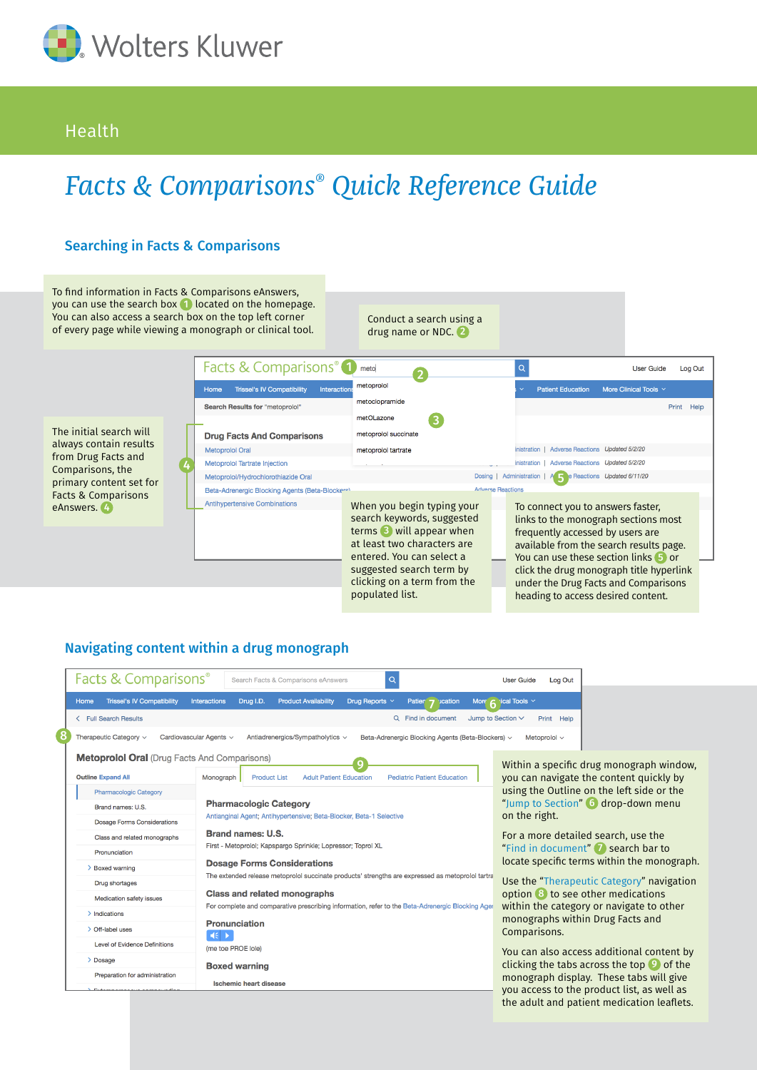Wolters Kluwer

Health

# *Facts & Comparisons® Quick Reference Guide*

## Searching in Facts & Comparisons

To find information in Facts & Comparisons eAnswers, you can use the search box (1) located on the homepage. You can also access a search box on the top left corner of every page while viewing a monograph or clinical tool.

Conduct a search using a drug name or NDC. (2)

The initial search will always contain results from Drug Facts and Comparisons, the primary content set for Facts & Comparisons eAnswers. (4)

When you begin typing your search keywords, suggested terms (3) will appear when at least two characters are entered. You can select a suggested search term by clicking on a term from the populated list.

To connect you to answers faster, links to the monograph sections most frequently accessed by users are available from the search results page. You can use these section links (5) or click the drug monograph title hyperlink under the Drug Facts and Comparisons heading to access desired content.

## Navigating content within a drug monograph

Within a specific drug monograph window, you can navigate the content quickly by using the Outline on the left side or the "Jump to Section" (6) drop-down menu on the right.

For a more detailed search, use the "Find in document" (7) search bar to locate specific terms within the monograph.

Use the "Therapeutic Category" navigation option (8) to see other medications within the category or navigate to other monographs within Drug Facts and Comparisons.

You can also access additional content by clicking the tabs across the top (9) of the monograph display. These tabs will give you access to the product list, as well as the adult and patient medication leaflets.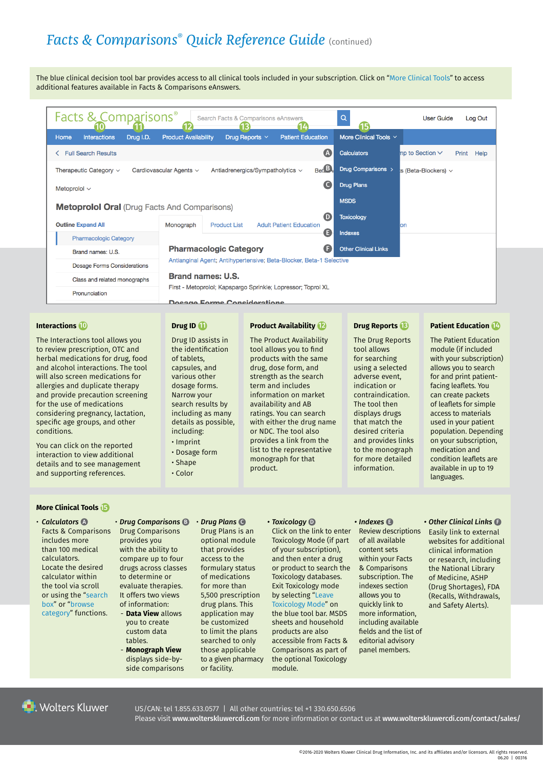# *Facts & Comparisons® Quick Reference Guide* (continued)

The blue clinical decision tool bar provides access to all clinical tools included in your subscription. Click on "More Clinical Tools" to access additional features available in Facts & Comparisons eAnswers.

Facts & Comparisons®

Search Facts & Comparisons eAnswers

User Guide Log Out

Home | Interactions (10) | Drug I.D. (11) | Product Availability (12) | Drug Reports (13) | Patient Education (14) | More Clinical Tools (15)

< Full Search Results

(A) Calculators
(B) Drug Comparisons >
(C) Drug Plans
MSDS
(D) Toxicology
(E) Indexes
(F) Other Clinical Links

Jump to Section | Print | Help

Therapeutic Category | Cardiovascular Agents | Antiadrenergics/Sympatholytics | Beta... (Beta-Blockers)

Metoprolol

**Metoprolol Oral** (Drug Facts And Comparisons)

Outline Expand All

Monograph | Product List | Adult Patient Education

- Pharmacologic Category
- Brand names: U.S.
- Dosage Forms Considerations
- Class and related monographs
- Pronunciation

**Pharmacologic Category**

Antianginal Agent; Antihypertensive; Beta-Blocker, Beta-1 Selective

**Brand names: U.S.**

First - Metoprolol; Kapspargo Sprinkle; Lopressor; Toprol XL

**Dosage Forms Considerations**

## Interactions (10)

The Interactions tool allows you to review prescription, OTC and herbal medications for drug, food and alcohol interactions. The tool will also screen medications for allergies and duplicate therapy and provide precaution screening for the use of medications considering pregnancy, lactation, specific age groups, and other conditions.

You can click on the reported interaction to view additional details and to see management and supporting references.

## Drug ID (11)

Drug ID assists in the identification of tablets, capsules, and various other dosage forms. Narrow your search results by including as many details as possible, including:

- Imprint
- Dosage form
- Shape
- Color

## Product Availability (12)

The Product Availability tool allows you to find products with the same drug, dose form, and strength as the search term and includes information on market availability and AB ratings. You can search with either the drug name or NDC. The tool also provides a link from the list to the representative monograph for that product.

## Drug Reports (13)

The Drug Reports tool allows for searching using a selected adverse event, indication or contraindication. The tool then displays drugs that match the desired criteria and provides links to the monograph for more detailed information.

## Patient Education (14)

The Patient Education module (if included with your subscription) allows you to search for and print patient-facing leaflets. You can create packets of leaflets for simple access to materials used in your patient population. Depending on your subscription, medication and condition leaflets are available in up to 19 languages.

## More Clinical Tools (15)

- ***Calculators*** (A)
  Facts & Comparisons includes more than 100 medical calculators. Locate the desired calculator within the tool via scroll or using the "search box" or "browse category" functions.

- ***Drug Comparisons*** (B)
  Drug Comparisons provides you with the ability to compare up to four drugs across classes to determine or evaluate therapies. It offers two views of information:
  - **Data View** allows you to create custom data tables.
  - **Monograph View** displays side-by-side comparisons

- ***Drug Plans*** (C)
  Drug Plans is an optional module that provides access to the formulary status of medications for more than 5,500 prescription drug plans. This application may be customized to limit the plans searched to only those applicable to a given pharmacy or facility.

- ***Toxicology*** (D)
  Click on the link to enter Toxicology Mode (if part of your subscription), and then enter a drug or product to search the Toxicology databases. Exit Toxicology mode by selecting "Leave Toxicology Mode" on the blue tool bar. MSDS sheets and household products are also accessible from Facts & Comparisons as part of the optional Toxicology module.

- ***Indexes*** (E)
  Review descriptions of all available content sets within your Facts & Comparisons subscription. The indexes section allows you to quickly link to more information, including available fields and the list of editorial advisory panel members.

- ***Other Clinical Links*** (F)
  Easily link to external websites for additional clinical information or research, including the National Library of Medicine, ASHP (Drug Shortages), FDA (Recalls, Withdrawals, and Safety Alerts).

Wolters Kluwer

US/CAN: tel 1.855.633.0577 | All other countries: tel +1 330.650.6506
Please visit **www.wolterskluwercdi.com** for more information or contact us at **www.wolterskluwercdi.com/contact/sales/**

©2016-2020 Wolters Kluwer Clinical Drug Information, Inc. and its affiliates and/or licensors. All rights reserved.
06.20 | 00316